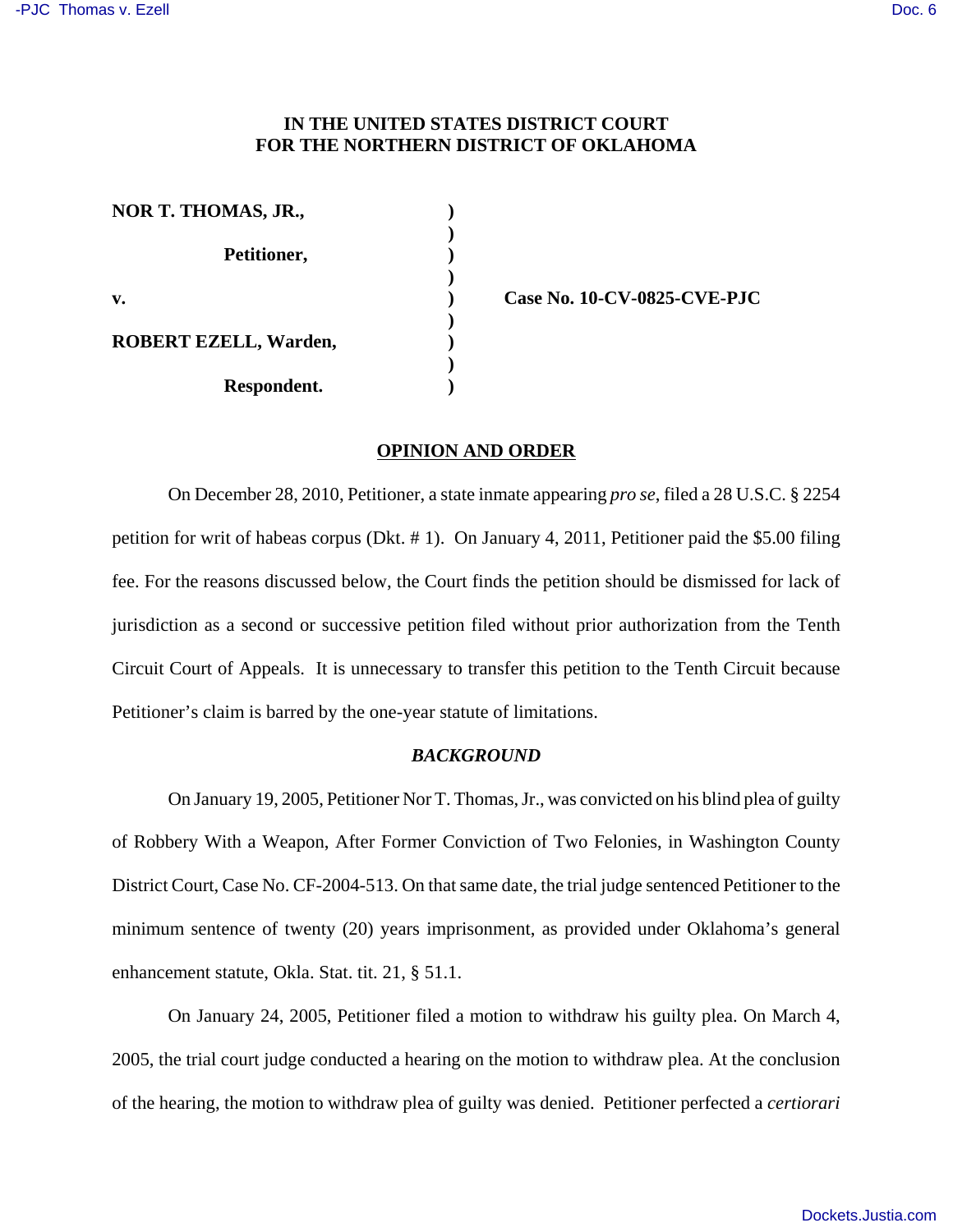**IN THE UNITED STATES DISTRICT COURT**
**FOR THE NORTHERN DISTRICT OF OKLAHOMA**

| | | |
|---|---|---|
| **NOR T. THOMAS, JR.,** | ) | |
| | ) | |
| **Petitioner,** | ) | |
| | ) | |
| **v.** | ) | **Case No. 10-CV-0825-CVE-PJC** |
| | ) | |
| **ROBERT EZELL, Warden,** | ) | |
| | ) | |
| **Respondent.** | ) | |

## OPINION AND ORDER

On December 28, 2010, Petitioner, a state inmate appearing *pro se*, filed a 28 U.S.C. § 2254 petition for writ of habeas corpus (Dkt. # 1). On January 4, 2011, Petitioner paid the $5.00 filing fee. For the reasons discussed below, the Court finds the petition should be dismissed for lack of jurisdiction as a second or successive petition filed without prior authorization from the Tenth Circuit Court of Appeals. It is unnecessary to transfer this petition to the Tenth Circuit because Petitioner's claim is barred by the one-year statute of limitations.

### *BACKGROUND*

On January 19, 2005, Petitioner Nor T. Thomas, Jr., was convicted on his blind plea of guilty of Robbery With a Weapon, After Former Conviction of Two Felonies, in Washington County District Court, Case No. CF-2004-513. On that same date, the trial judge sentenced Petitioner to the minimum sentence of twenty (20) years imprisonment, as provided under Oklahoma's general enhancement statute, Okla. Stat. tit. 21, § 51.1.

On January 24, 2005, Petitioner filed a motion to withdraw his guilty plea. On March 4, 2005, the trial court judge conducted a hearing on the motion to withdraw plea. At the conclusion of the hearing, the motion to withdraw plea of guilty was denied. Petitioner perfected a *certiorari*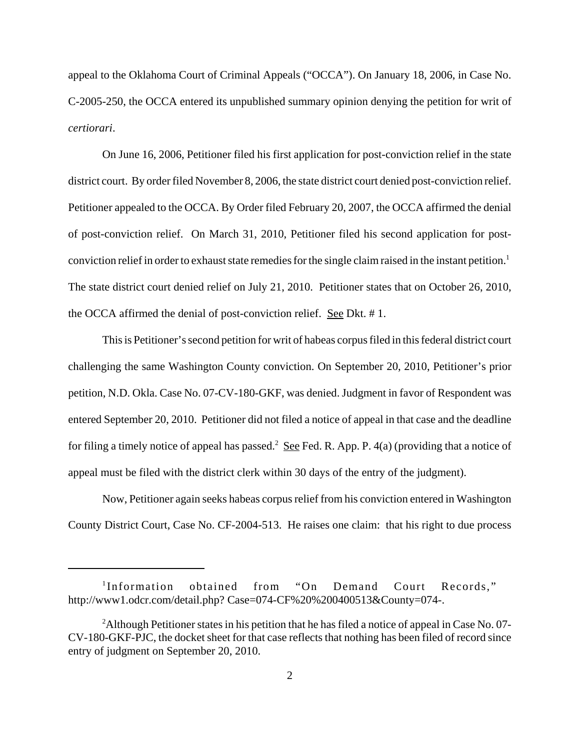appeal to the Oklahoma Court of Criminal Appeals ("OCCA"). On January 18, 2006, in Case No. C-2005-250, the OCCA entered its unpublished summary opinion denying the petition for writ of *certiorari*.

On June 16, 2006, Petitioner filed his first application for post-conviction relief in the state district court. By order filed November 8, 2006, the state district court denied post-conviction relief. Petitioner appealed to the OCCA. By Order filed February 20, 2007, the OCCA affirmed the denial of post-conviction relief. On March 31, 2010, Petitioner filed his second application for post-conviction relief in order to exhaust state remedies for the single claim raised in the instant petition.[1] The state district court denied relief on July 21, 2010. Petitioner states that on October 26, 2010, the OCCA affirmed the denial of post-conviction relief. See Dkt. # 1.

This is Petitioner's second petition for writ of habeas corpus filed in this federal district court challenging the same Washington County conviction. On September 20, 2010, Petitioner's prior petition, N.D. Okla. Case No. 07-CV-180-GKF, was denied. Judgment in favor of Respondent was entered September 20, 2010. Petitioner did not filed a notice of appeal in that case and the deadline for filing a timely notice of appeal has passed.[2] See Fed. R. App. P. 4(a) (providing that a notice of appeal must be filed with the district clerk within 30 days of the entry of the judgment).

Now, Petitioner again seeks habeas corpus relief from his conviction entered in Washington County District Court, Case No. CF-2004-513. He raises one claim: that his right to due process

---

[1] Information obtained from "On Demand Court Records," http://www1.odcr.com/detail.php? Case=074-CF%20%200400513&County=074-.

[2] Although Petitioner states in his petition that he has filed a notice of appeal in Case No. 07-CV-180-GKF-PJC, the docket sheet for that case reflects that nothing has been filed of record since entry of judgment on September 20, 2010.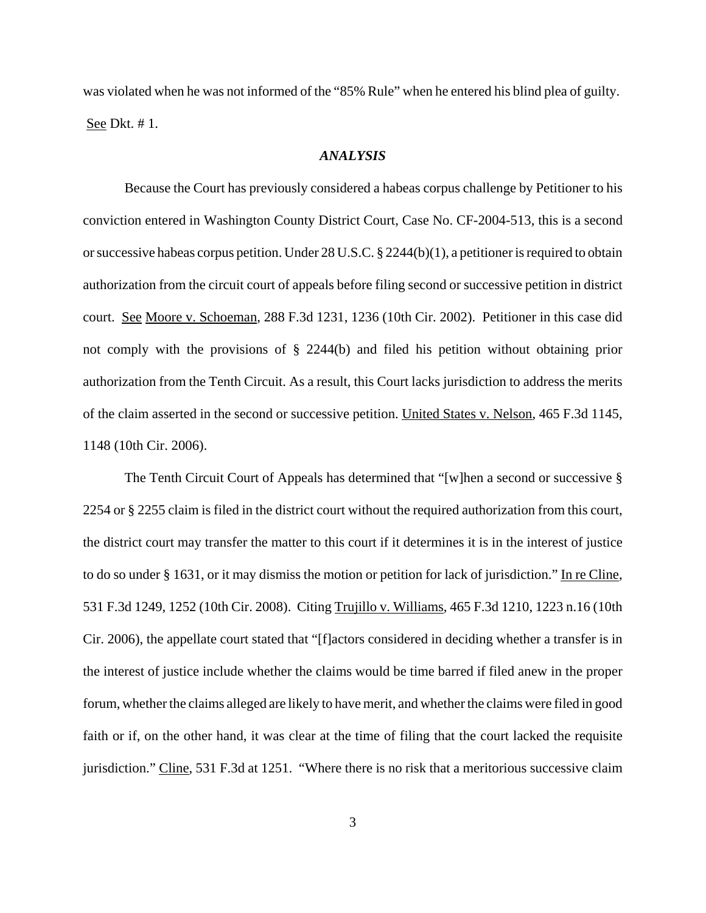was violated when he was not informed of the "85% Rule" when he entered his blind plea of guilty. See Dkt. # 1.

### *ANALYSIS*

Because the Court has previously considered a habeas corpus challenge by Petitioner to his conviction entered in Washington County District Court, Case No. CF-2004-513, this is a second or successive habeas corpus petition. Under 28 U.S.C. § 2244(b)(1), a petitioner is required to obtain authorization from the circuit court of appeals before filing second or successive petition in district court. See Moore v. Schoeman, 288 F.3d 1231, 1236 (10th Cir. 2002). Petitioner in this case did not comply with the provisions of § 2244(b) and filed his petition without obtaining prior authorization from the Tenth Circuit. As a result, this Court lacks jurisdiction to address the merits of the claim asserted in the second or successive petition. United States v. Nelson, 465 F.3d 1145, 1148 (10th Cir. 2006).

The Tenth Circuit Court of Appeals has determined that "[w]hen a second or successive § 2254 or § 2255 claim is filed in the district court without the required authorization from this court, the district court may transfer the matter to this court if it determines it is in the interest of justice to do so under § 1631, or it may dismiss the motion or petition for lack of jurisdiction." In re Cline, 531 F.3d 1249, 1252 (10th Cir. 2008). Citing Trujillo v. Williams, 465 F.3d 1210, 1223 n.16 (10th Cir. 2006), the appellate court stated that "[f]actors considered in deciding whether a transfer is in the interest of justice include whether the claims would be time barred if filed anew in the proper forum, whether the claims alleged are likely to have merit, and whether the claims were filed in good faith or if, on the other hand, it was clear at the time of filing that the court lacked the requisite jurisdiction." Cline, 531 F.3d at 1251. "Where there is no risk that a meritorious successive claim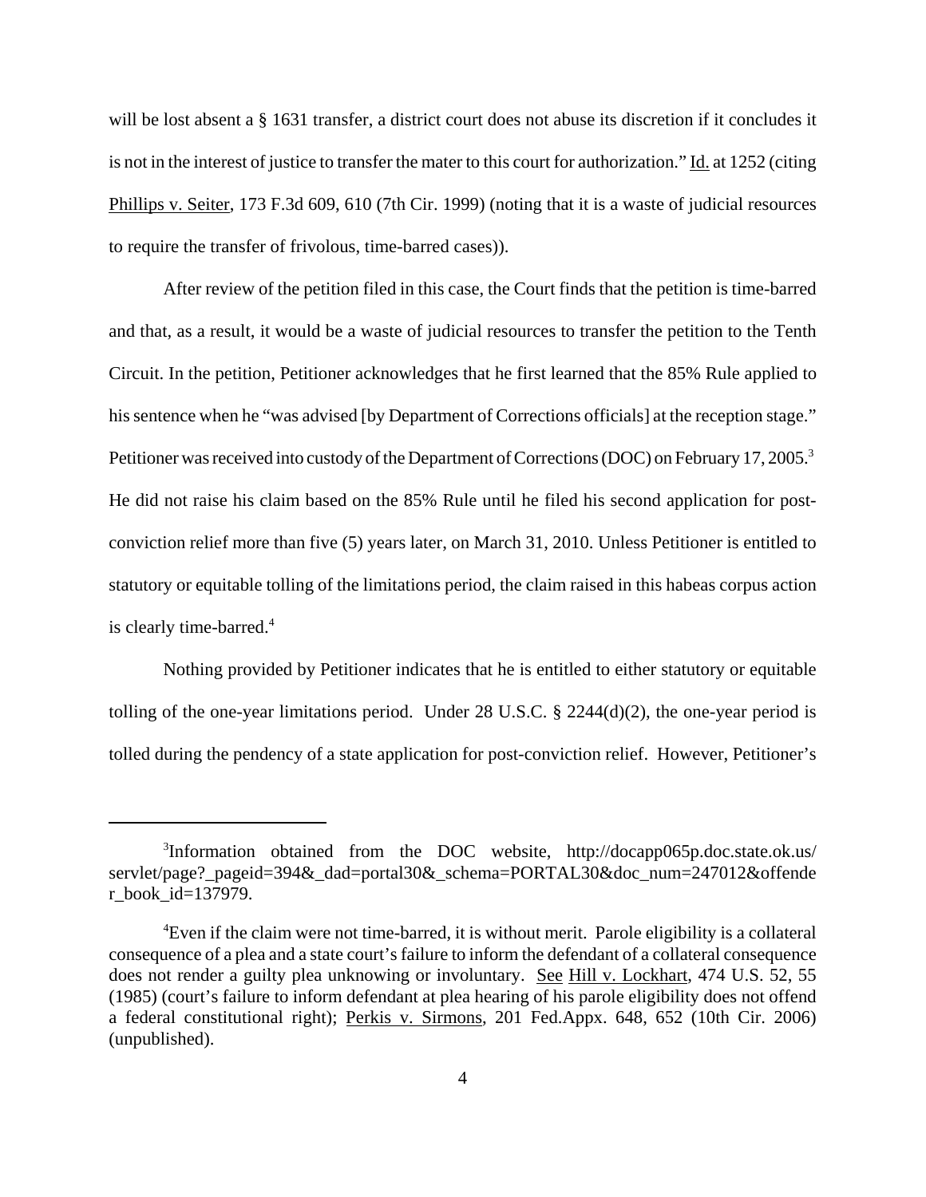will be lost absent a § 1631 transfer, a district court does not abuse its discretion if it concludes it is not in the interest of justice to transfer the mater to this court for authorization." Id. at 1252 (citing Phillips v. Seiter, 173 F.3d 609, 610 (7th Cir. 1999) (noting that it is a waste of judicial resources to require the transfer of frivolous, time-barred cases)).

After review of the petition filed in this case, the Court finds that the petition is time-barred and that, as a result, it would be a waste of judicial resources to transfer the petition to the Tenth Circuit. In the petition, Petitioner acknowledges that he first learned that the 85% Rule applied to his sentence when he "was advised [by Department of Corrections officials] at the reception stage." Petitioner was received into custody of the Department of Corrections (DOC) on February 17, 2005.[3] He did not raise his claim based on the 85% Rule until he filed his second application for post-conviction relief more than five (5) years later, on March 31, 2010. Unless Petitioner is entitled to statutory or equitable tolling of the limitations period, the claim raised in this habeas corpus action is clearly time-barred.[4]

Nothing provided by Petitioner indicates that he is entitled to either statutory or equitable tolling of the one-year limitations period. Under 28 U.S.C. § 2244(d)(2), the one-year period is tolled during the pendency of a state application for post-conviction relief. However, Petitioner's

---

[3]Information obtained from the DOC website, http://docapp065p.doc.state.ok.us/servlet/page?_pageid=394&_dad=portal30&_schema=PORTAL30&doc_num=247012&offender_book_id=137979.

[4]Even if the claim were not time-barred, it is without merit. Parole eligibility is a collateral consequence of a plea and a state court's failure to inform the defendant of a collateral consequence does not render a guilty plea unknowing or involuntary. See Hill v. Lockhart, 474 U.S. 52, 55 (1985) (court's failure to inform defendant at plea hearing of his parole eligibility does not offend a federal constitutional right); Perkis v. Sirmons, 201 Fed.Appx. 648, 652 (10th Cir. 2006) (unpublished).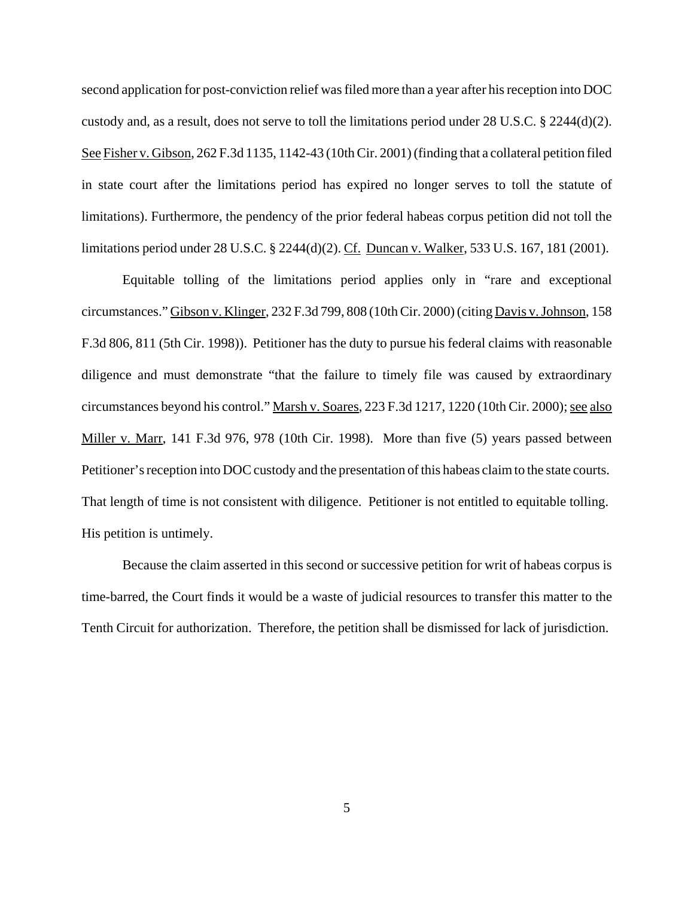second application for post-conviction relief was filed more than a year after his reception into DOC custody and, as a result, does not serve to toll the limitations period under 28 U.S.C. § 2244(d)(2). See Fisher v. Gibson, 262 F.3d 1135, 1142-43 (10th Cir. 2001) (finding that a collateral petition filed in state court after the limitations period has expired no longer serves to toll the statute of limitations). Furthermore, the pendency of the prior federal habeas corpus petition did not toll the limitations period under 28 U.S.C. § 2244(d)(2). Cf. Duncan v. Walker, 533 U.S. 167, 181 (2001).

Equitable tolling of the limitations period applies only in "rare and exceptional circumstances." Gibson v. Klinger, 232 F.3d 799, 808 (10th Cir. 2000) (citing Davis v. Johnson, 158 F.3d 806, 811 (5th Cir. 1998)). Petitioner has the duty to pursue his federal claims with reasonable diligence and must demonstrate "that the failure to timely file was caused by extraordinary circumstances beyond his control." Marsh v. Soares, 223 F.3d 1217, 1220 (10th Cir. 2000); see also Miller v. Marr, 141 F.3d 976, 978 (10th Cir. 1998). More than five (5) years passed between Petitioner's reception into DOC custody and the presentation of this habeas claim to the state courts. That length of time is not consistent with diligence. Petitioner is not entitled to equitable tolling. His petition is untimely.

Because the claim asserted in this second or successive petition for writ of habeas corpus is time-barred, the Court finds it would be a waste of judicial resources to transfer this matter to the Tenth Circuit for authorization. Therefore, the petition shall be dismissed for lack of jurisdiction.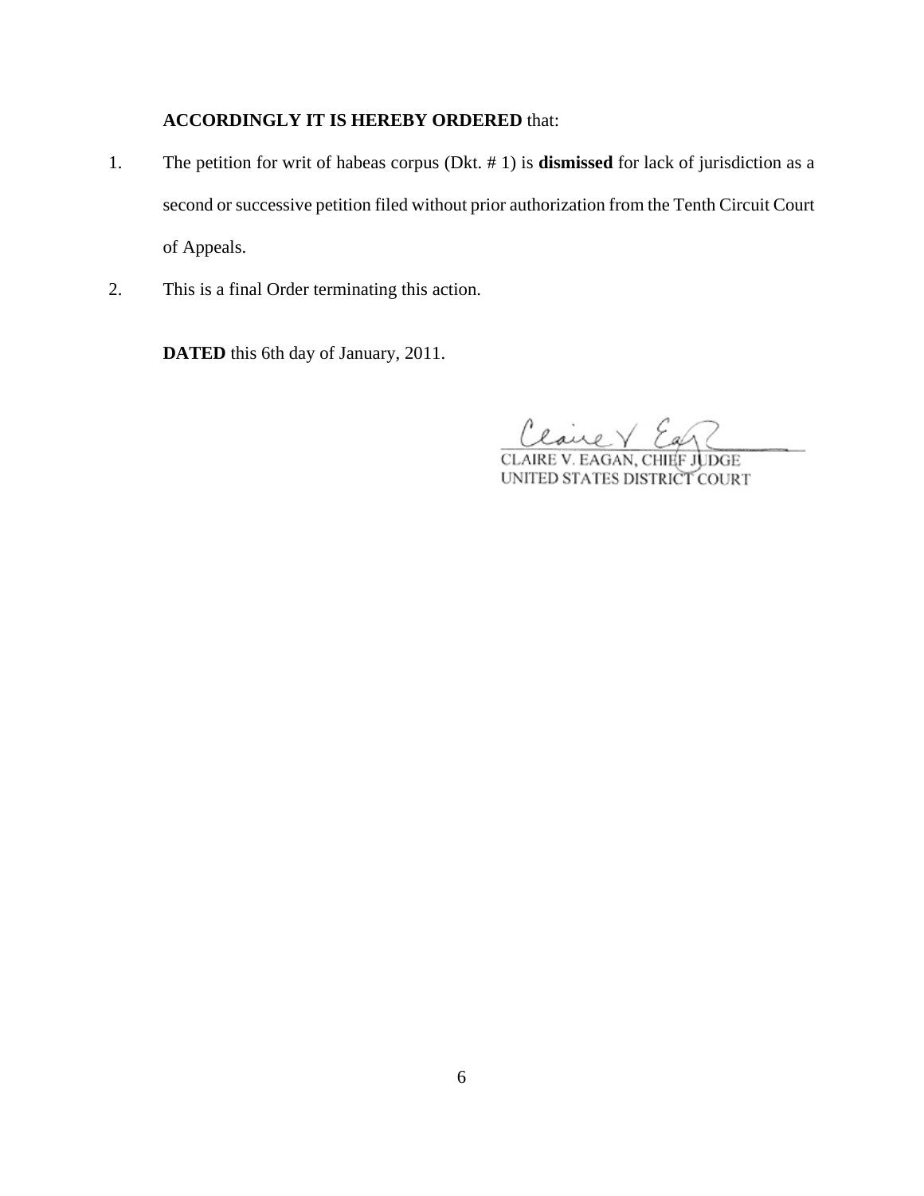**ACCORDINGLY IT IS HEREBY ORDERED** that:

1. The petition for writ of habeas corpus (Dkt. # 1) is **dismissed** for lack of jurisdiction as a second or successive petition filed without prior authorization from the Tenth Circuit Court of Appeals.

2. This is a final Order terminating this action.

**DATED** this 6th day of January, 2011.

Claire V. Eagan

CLAIRE V. EAGAN, CHIEF JUDGE
UNITED STATES DISTRICT COURT